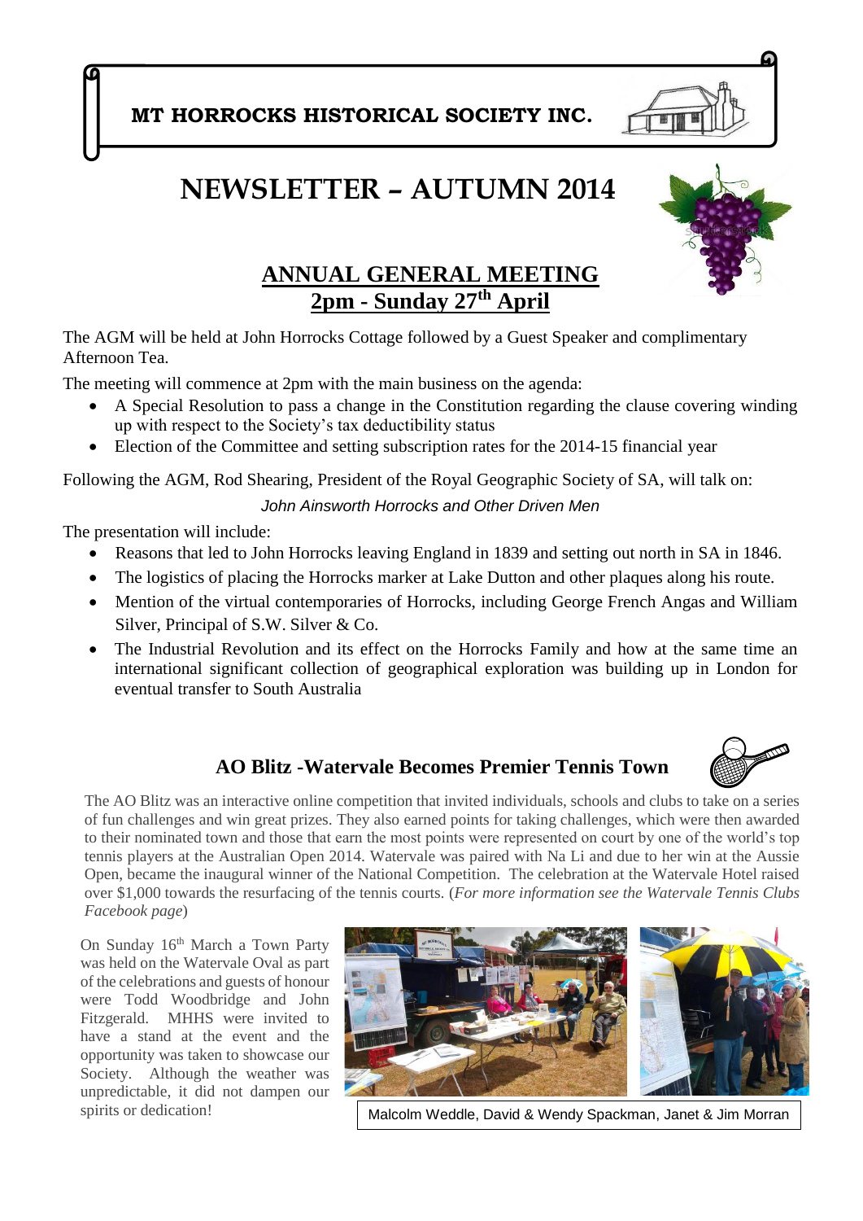**MT HORROCKS HISTORICAL SOCIETY INC.**

# NEWSLETTER – AUTUMN 2014

## ANNUAL GENERAL MEETING
## 2pm - Sunday 27th April

The AGM will be held at John Horrocks Cottage followed by a Guest Speaker and complimentary Afternoon Tea.

The meeting will commence at 2pm with the main business on the agenda:

- A Special Resolution to pass a change in the Constitution regarding the clause covering winding up with respect to the Society's tax deductibility status
- Election of the Committee and setting subscription rates for the 2014-15 financial year

Following the AGM, Rod Shearing, President of the Royal Geographic Society of SA, will talk on:

*John Ainsworth Horrocks and Other Driven Men*

The presentation will include:

- Reasons that led to John Horrocks leaving England in 1839 and setting out north in SA in 1846.
- The logistics of placing the Horrocks marker at Lake Dutton and other plaques along his route.
- Mention of the virtual contemporaries of Horrocks, including George French Angas and William Silver, Principal of S.W. Silver & Co.
- The Industrial Revolution and its effect on the Horrocks Family and how at the same time an international significant collection of geographical exploration was building up in London for eventual transfer to South Australia

## AO Blitz -Watervale Becomes Premier Tennis Town

The AO Blitz was an interactive online competition that invited individuals, schools and clubs to take on a series of fun challenges and win great prizes. They also earned points for taking challenges, which were then awarded to their nominated town and those that earn the most points were represented on court by one of the world's top tennis players at the Australian Open 2014. Watervale was paired with Na Li and due to her win at the Aussie Open, became the inaugural winner of the National Competition. The celebration at the Watervale Hotel raised over $1,000 towards the resurfacing of the tennis courts. (*For more information see the Watervale Tennis Clubs Facebook page*)

On Sunday 16th March a Town Party was held on the Watervale Oval as part of the celebrations and guests of honour were Todd Woodbridge and John Fitzgerald. MHHS were invited to have a stand at the event and the opportunity was taken to showcase our Society. Although the weather was unpredictable, it did not dampen our spirits or dedication!

Malcolm Weddle, David & Wendy Spackman, Janet & Jim Morran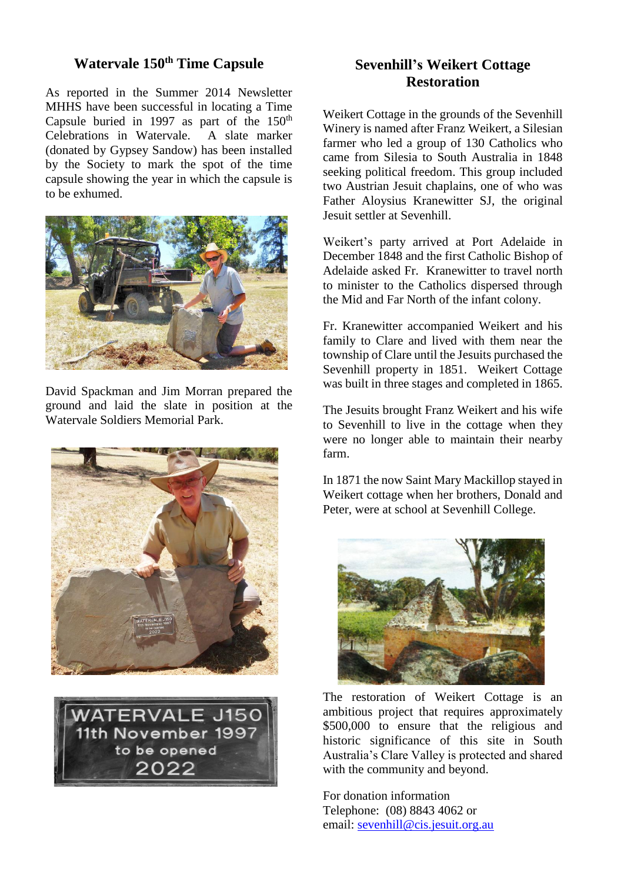## Watervale 150th Time Capsule

As reported in the Summer 2014 Newsletter MHHS have been successful in locating a Time Capsule buried in 1997 as part of the 150th Celebrations in Watervale. A slate marker (donated by Gypsey Sandow) has been installed by the Society to mark the spot of the time capsule showing the year in which the capsule is to be exhumed.

David Spackman and Jim Morran prepared the ground and laid the slate in position at the Watervale Soldiers Memorial Park.

## Sevenhill's Weikert Cottage Restoration

Weikert Cottage in the grounds of the Sevenhill Winery is named after Franz Weikert, a Silesian farmer who led a group of 130 Catholics who came from Silesia to South Australia in 1848 seeking political freedom. This group included two Austrian Jesuit chaplains, one of who was Father Aloysius Kranewitter SJ, the original Jesuit settler at Sevenhill.

Weikert's party arrived at Port Adelaide in December 1848 and the first Catholic Bishop of Adelaide asked Fr. Kranewitter to travel north to minister to the Catholics dispersed through the Mid and Far North of the infant colony.

Fr. Kranewitter accompanied Weikert and his family to Clare and lived with them near the township of Clare until the Jesuits purchased the Sevenhill property in 1851. Weikert Cottage was built in three stages and completed in 1865.

The Jesuits brought Franz Weikert and his wife to Sevenhill to live in the cottage when they were no longer able to maintain their nearby farm.

In 1871 the now Saint Mary Mackillop stayed in Weikert cottage when her brothers, Donald and Peter, were at school at Sevenhill College.

The restoration of Weikert Cottage is an ambitious project that requires approximately $500,000 to ensure that the religious and historic significance of this site in South Australia's Clare Valley is protected and shared with the community and beyond.

For donation information
Telephone: (08) 8843 4062 or
email: sevenhill@cis.jesuit.org.au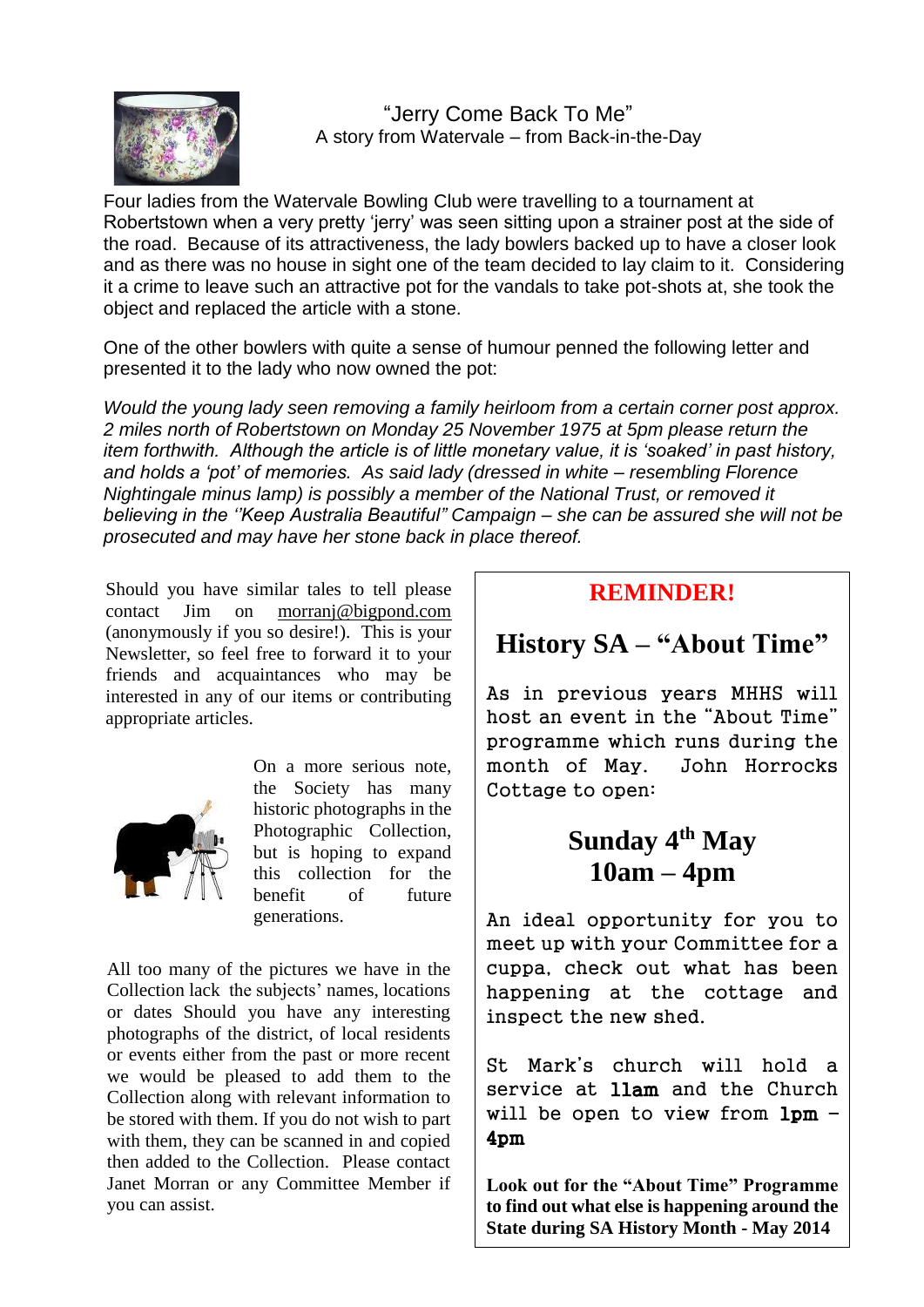## "Jerry Come Back To Me"

A story from Watervale – from Back-in-the-Day

Four ladies from the Watervale Bowling Club were travelling to a tournament at Robertstown when a very pretty 'jerry' was seen sitting upon a strainer post at the side of the road. Because of its attractiveness, the lady bowlers backed up to have a closer look and as there was no house in sight one of the team decided to lay claim to it. Considering it a crime to leave such an attractive pot for the vandals to take pot-shots at, she took the object and replaced the article with a stone.

One of the other bowlers with quite a sense of humour penned the following letter and presented it to the lady who now owned the pot:

*Would the young lady seen removing a family heirloom from a certain corner post approx. 2 miles north of Robertstown on Monday 25 November 1975 at 5pm please return the item forthwith. Although the article is of little monetary value, it is 'soaked' in past history, and holds a 'pot' of memories. As said lady (dressed in white – resembling Florence Nightingale minus lamp) is possibly a member of the National Trust, or removed it believing in the ''Keep Australia Beautiful" Campaign – she can be assured she will not be prosecuted and may have her stone back in place thereof.*

Should you have similar tales to tell please contact Jim on morranj@bigpond.com (anonymously if you so desire!). This is your Newsletter, so feel free to forward it to your friends and acquaintances who may be interested in any of our items or contributing appropriate articles.

On a more serious note, the Society has many historic photographs in the Photographic Collection, but is hoping to expand this collection for the benefit of future generations.

All too many of the pictures we have in the Collection lack the subjects' names, locations or dates Should you have any interesting photographs of the district, of local residents or events either from the past or more recent we would be pleased to add them to the Collection along with relevant information to be stored with them. If you do not wish to part with them, they can be scanned in and copied then added to the Collection. Please contact Janet Morran or any Committee Member if you can assist.

**REMINDER!**

## History SA – "About Time"

As in previous years MHHS will host an event in the "About Time" programme which runs during the month of May. John Horrocks Cottage to open:

### Sunday 4th May
### 10am – 4pm

An ideal opportunity for you to meet up with your Committee for a cuppa, check out what has been happening at the cottage and inspect the new shed.

St Mark's church will hold a service at **11am** and the Church will be open to view from **1pm – 4pm**

**Look out for the "About Time" Programme to find out what else is happening around the State during SA History Month - May 2014**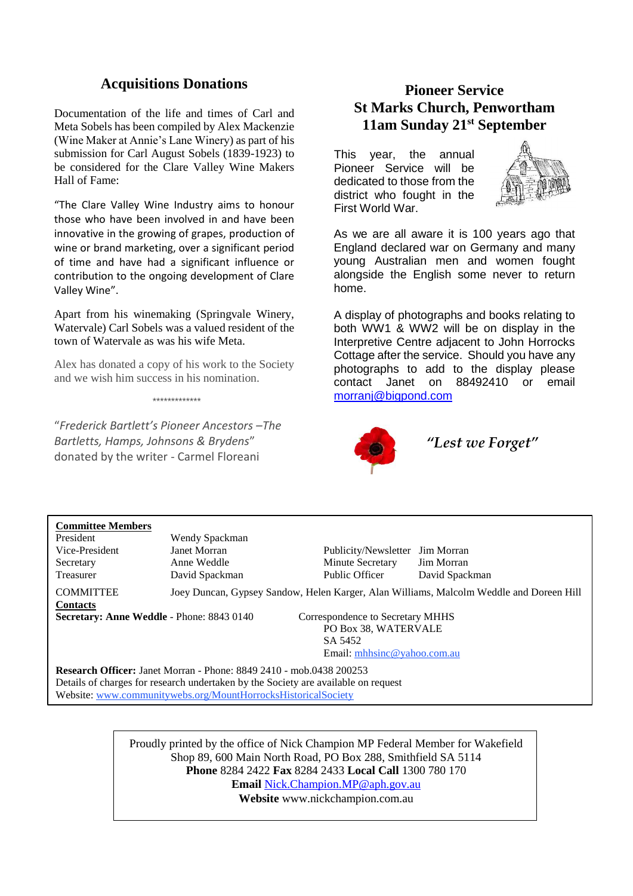## Acquisitions Donations

Documentation of the life and times of Carl and Meta Sobels has been compiled by Alex Mackenzie (Wine Maker at Annie's Lane Winery) as part of his submission for Carl August Sobels (1839-1923) to be considered for the Clare Valley Wine Makers Hall of Fame:

"The Clare Valley Wine Industry aims to honour those who have been involved in and have been innovative in the growing of grapes, production of wine or brand marketing, over a significant period of time and have had a significant influence or contribution to the ongoing development of Clare Valley Wine".

Apart from his winemaking (Springvale Winery, Watervale) Carl Sobels was a valued resident of the town of Watervale as was his wife Meta.

Alex has donated a copy of his work to the Society and we wish him success in his nomination.

*************

"*Frederick Bartlett's Pioneer Ancestors –The Bartletts, Hamps, Johnsons & Brydens*" donated by the writer - Carmel Floreani

## Pioneer Service
## St Marks Church, Penwortham
## 11am Sunday 21st September

This year, the annual Pioneer Service will be dedicated to those from the district who fought in the First World War.

As we are all aware it is 100 years ago that England declared war on Germany and many young Australian men and women fought alongside the English some never to return home.

A display of photographs and books relating to both WW1 & WW2 will be on display in the Interpretive Centre adjacent to John Horrocks Cottage after the service. Should you have any photographs to add to the display please contact Janet on 88492410 or email morranj@bigpond.com

*"Lest we Forget"*

---

**Committee Members**

| | | | |
|---|---|---|---|
| President | Wendy Spackman | | |
| Vice-President | Janet Morran | Publicity/Newsletter | Jim Morran |
| Secretary | Anne Weddle | Minute Secretary | Jim Morran |
| Treasurer | David Spackman | Public Officer | David Spackman |

COMMITTEE Joey Duncan, Gypsey Sandow, Helen Karger, Alan Williams, Malcolm Weddle and Doreen Hill

**Contacts**

**Secretary: Anne Weddle** - Phone: 8843 0140

Correspondence to Secretary MHHS
PO Box 38, WATERVALE
SA 5452
Email: mhhsinc@yahoo.com.au

**Research Officer:** Janet Morran - Phone: 8849 2410 - mob.0438 200253
Details of charges for research undertaken by the Society are available on request
Website: www.communitywebs.org/MountHorrocksHistoricalSociety

---

Proudly printed by the office of Nick Champion MP Federal Member for Wakefield
Shop 89, 600 Main North Road, PO Box 288, Smithfield SA 5114
**Phone** 8284 2422 **Fax** 8284 2433 **Local Call** 1300 780 170
**Email** Nick.Champion.MP@aph.gov.au
**Website** www.nickchampion.com.au